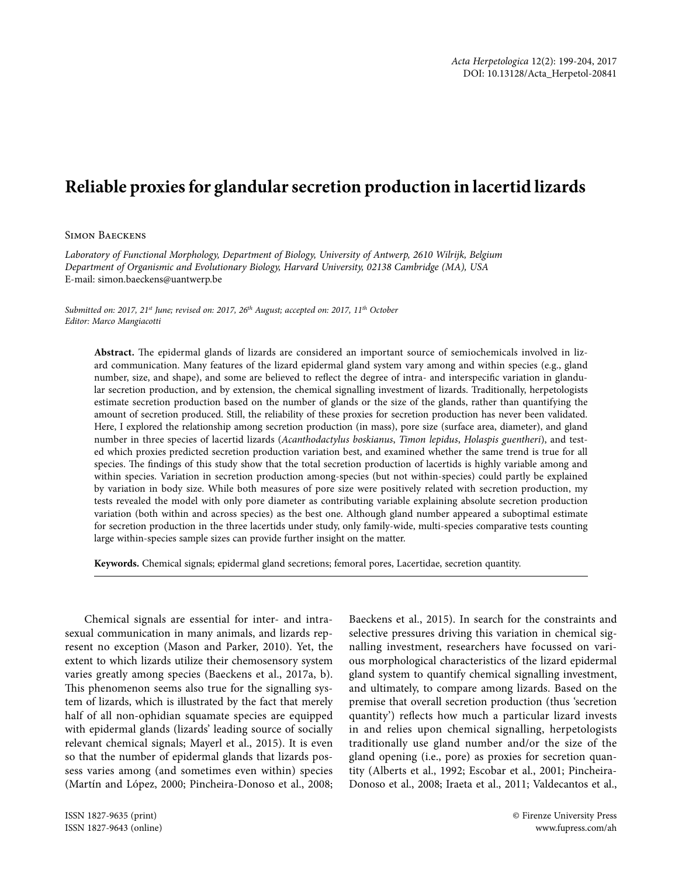# Reliable proxies for glandular secretion production in lacertid lizards

Simon Baeckens

*Laboratory of Functional Morphology, Department of Biology, University of Antwerp, 2610 Wilrijk, Belgium*
*Department of Organismic and Evolutionary Biology, Harvard University, 02138 Cambridge (MA), USA*
E-mail: simon.baeckens@uantwerp.be

*Submitted on: 2017, 21st June; revised on: 2017, 26th August; accepted on: 2017, 11th October*
*Editor: Marco Mangiacotti*

**Abstract.** The epidermal glands of lizards are considered an important source of semiochemicals involved in lizard communication. Many features of the lizard epidermal gland system vary among and within species (e.g., gland number, size, and shape), and some are believed to reflect the degree of intra- and interspecific variation in glandular secretion production, and by extension, the chemical signalling investment of lizards. Traditionally, herpetologists estimate secretion production based on the number of glands or the size of the glands, rather than quantifying the amount of secretion produced. Still, the reliability of these proxies for secretion production has never been validated. Here, I explored the relationship among secretion production (in mass), pore size (surface area, diameter), and gland number in three species of lacertid lizards (*Acanthodactylus boskianus*, *Timon lepidus*, *Holaspis guentheri*), and tested which proxies predicted secretion production variation best, and examined whether the same trend is true for all species. The findings of this study show that the total secretion production of lacertids is highly variable among and within species. Variation in secretion production among-species (but not within-species) could partly be explained by variation in body size. While both measures of pore size were positively related with secretion production, my tests revealed the model with only pore diameter as contributing variable explaining absolute secretion production variation (both within and across species) as the best one. Although gland number appeared a suboptimal estimate for secretion production in the three lacertids under study, only family-wide, multi-species comparative tests counting large within-species sample sizes can provide further insight on the matter.

**Keywords.** Chemical signals; epidermal gland secretions; femoral pores, Lacertidae, secretion quantity.

Chemical signals are essential for inter- and intrasexual communication in many animals, and lizards represent no exception (Mason and Parker, 2010). Yet, the extent to which lizards utilize their chemosensory system varies greatly among species (Baeckens et al., 2017a, b). This phenomenon seems also true for the signalling system of lizards, which is illustrated by the fact that merely half of all non-ophidian squamate species are equipped with epidermal glands (lizards' leading source of socially relevant chemical signals; Mayerl et al., 2015). It is even so that the number of epidermal glands that lizards possess varies among (and sometimes even within) species (Martín and López, 2000; Pincheira-Donoso et al., 2008; Baeckens et al., 2015). In search for the constraints and selective pressures driving this variation in chemical signalling investment, researchers have focussed on various morphological characteristics of the lizard epidermal gland system to quantify chemical signalling investment, and ultimately, to compare among lizards. Based on the premise that overall secretion production (thus 'secretion quantity') reflects how much a particular lizard invests in and relies upon chemical signalling, herpetologists traditionally use gland number and/or the size of the gland opening (i.e., pore) as proxies for secretion quantity (Alberts et al., 1992; Escobar et al., 2001; Pincheira-Donoso et al., 2008; Iraeta et al., 2011; Valdecantos et al.,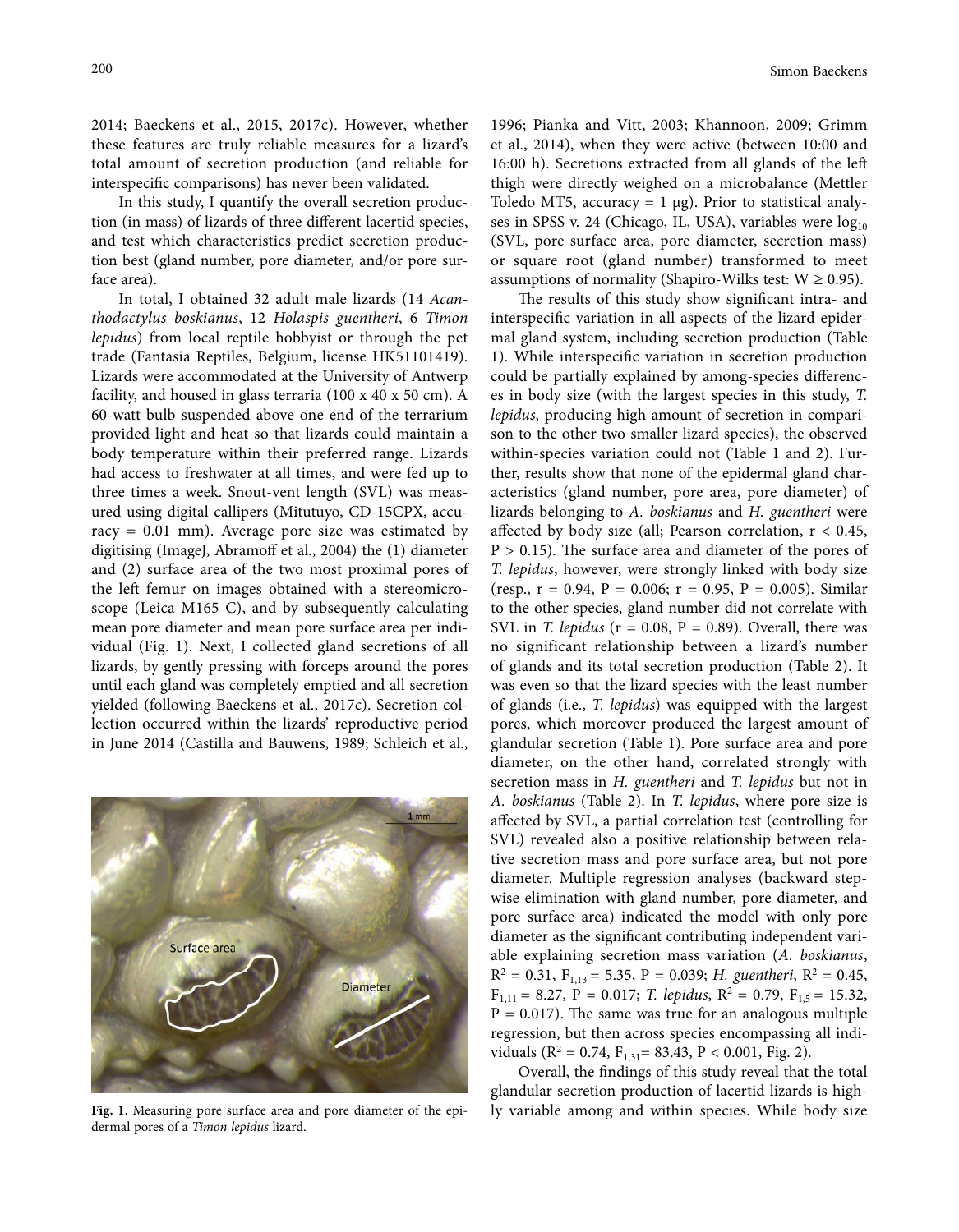2014; Baeckens et al., 2015, 2017c). However, whether these features are truly reliable measures for a lizard's total amount of secretion production (and reliable for interspecific comparisons) has never been validated.

In this study, I quantify the overall secretion production (in mass) of lizards of three different lacertid species, and test which characteristics predict secretion production best (gland number, pore diameter, and/or pore surface area).

In total, I obtained 32 adult male lizards (14 *Acanthodactylus boskianus*, 12 *Holaspis guentheri*, 6 *Timon lepidus*) from local reptile hobbyist or through the pet trade (Fantasia Reptiles, Belgium, license HK51101419). Lizards were accommodated at the University of Antwerp facility, and housed in glass terraria (100 x 40 x 50 cm). A 60-watt bulb suspended above one end of the terrarium provided light and heat so that lizards could maintain a body temperature within their preferred range. Lizards had access to freshwater at all times, and were fed up to three times a week. Snout-vent length (SVL) was measured using digital callipers (Mitutuyo, CD-15CPX, accuracy = 0.01 mm). Average pore size was estimated by digitising (ImageJ, Abramoff et al., 2004) the (1) diameter and (2) surface area of the two most proximal pores of the left femur on images obtained with a stereomicroscope (Leica M165 C), and by subsequently calculating mean pore diameter and mean pore surface area per individual (Fig. 1). Next, I collected gland secretions of all lizards, by gently pressing with forceps around the pores until each gland was completely emptied and all secretion yielded (following Baeckens et al., 2017c). Secretion collection occurred within the lizards' reproductive period in June 2014 (Castilla and Bauwens, 1989; Schleich et al., 1996; Pianka and Vitt, 2003; Khannoon, 2009; Grimm et al., 2014), when they were active (between 10:00 and 16:00 h). Secretions extracted from all glands of the left thigh were directly weighed on a microbalance (Mettler Toledo MT5, accuracy = 1 μg). Prior to statistical analyses in SPSS v. 24 (Chicago, IL, USA), variables were $\log_{10}$ (SVL, pore surface area, pore diameter, secretion mass) or square root (gland number) transformed to meet assumptions of normality (Shapiro-Wilks test: $W \geq 0.95$).

**Fig. 1.** Measuring pore surface area and pore diameter of the epidermal pores of a *Timon lepidus* lizard.

The results of this study show significant intra- and interspecific variation in all aspects of the lizard epidermal gland system, including secretion production (Table 1). While interspecific variation in secretion production could be partially explained by among-species differences in body size (with the largest species in this study, *T. lepidus*, producing high amount of secretion in comparison to the other two smaller lizard species), the observed within-species variation could not (Table 1 and 2). Further, results show that none of the epidermal gland characteristics (gland number, pore area, pore diameter) of lizards belonging to *A. boskianus* and *H. guentheri* were affected by body size (all; Pearson correlation, $r < 0.45$, $P > 0.15$). The surface area and diameter of the pores of *T. lepidus*, however, were strongly linked with body size (resp., $r = 0.94$, $P = 0.006$; $r = 0.95$, $P = 0.005$). Similar to the other species, gland number did not correlate with SVL in *T. lepidus* ($r = 0.08$, $P = 0.89$). Overall, there was no significant relationship between a lizard's number of glands and its total secretion production (Table 2). It was even so that the lizard species with the least number of glands (i.e., *T. lepidus*) was equipped with the largest pores, which moreover produced the largest amount of glandular secretion (Table 1). Pore surface area and pore diameter, on the other hand, correlated strongly with secretion mass in *H. guentheri* and *T. lepidus* but not in *A. boskianus* (Table 2). In *T. lepidus*, where pore size is affected by SVL, a partial correlation test (controlling for SVL) revealed also a positive relationship between relative secretion mass and pore surface area, but not pore diameter. Multiple regression analyses (backward stepwise elimination with gland number, pore diameter, and pore surface area) indicated the model with only pore diameter as the significant contributing independent variable explaining secretion mass variation (*A. boskianus*, $R^2 = 0.31$, $F_{1,13} = 5.35$, $P = 0.039$; *H. guentheri*, $R^2 = 0.45$, $F_{1,11} = 8.27$, $P = 0.017$; *T. lepidus*, $R^2 = 0.79$, $F_{1,5} = 15.32$, $P = 0.017$). The same was true for an analogous multiple regression, but then across species encompassing all individuals ($R^2 = 0.74$, $F_{1,31} = 83.43$, $P < 0.001$, Fig. 2).

Overall, the findings of this study reveal that the total glandular secretion production of lacertid lizards is highly variable among and within species. While body size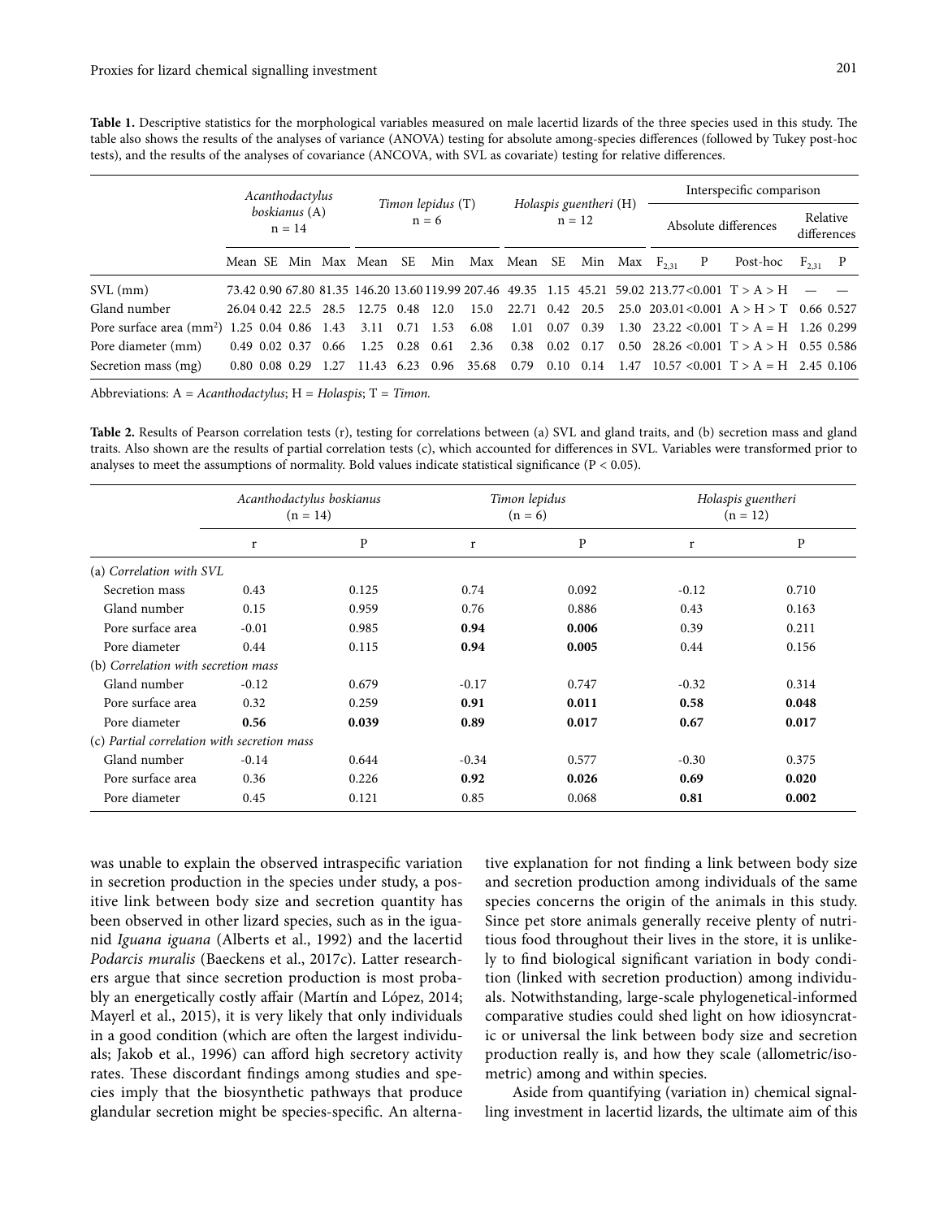**Table 1.** Descriptive statistics for the morphological variables measured on male lacertid lizards of the three species used in this study. The table also shows the results of the analyses of variance (ANOVA) testing for absolute among-species differences (followed by Tukey post-hoc tests), and the results of the analyses of covariance (ANCOVA, with SVL as covariate) testing for relative differences.

| | *Acanthodactylus boskianus* (A) n = 14 | | | | *Timon lepidus* (T) n = 6 | | | | *Holaspis guentheri* (H) n = 12 | | | | Interspecific comparison | | | | |
|---|---|---|---|---|---|---|---|---|---|---|---|---|---|---|---|---|---|
| | | | | | | | | | | | | | Absolute differences | | | Relative differences | |
| | Mean | SE | Min | Max | Mean | SE | Min | Max | Mean | SE | Min | Max | $F_{2,31}$ | P | Post-hoc | $F_{2,31}$ | P |
| SVL (mm) | 73.42 | 0.90 | 67.80 | 81.35 | 146.20 | 13.60 | 119.99 | 207.46 | 49.35 | 1.15 | 45.21 | 59.02 | 213.77 | <0.001 | T > A > H | — | — |
| Gland number | 26.04 | 0.42 | 22.5 | 28.5 | 12.75 | 0.48 | 12.0 | 15.0 | 22.71 | 0.42 | 20.5 | 25.0 | 203.01 | <0.001 | A > H > T | 0.66 | 0.527 |
| Pore surface area (mm²) | 1.25 | 0.04 | 0.86 | 1.43 | 3.11 | 0.71 | 1.53 | 6.08 | 1.01 | 0.07 | 0.39 | 1.30 | 23.22 | <0.001 | T > A = H | 1.26 | 0.299 |
| Pore diameter (mm) | 0.49 | 0.02 | 0.37 | 0.66 | 1.25 | 0.28 | 0.61 | 2.36 | 0.38 | 0.02 | 0.17 | 0.50 | 28.26 | <0.001 | T > A > H | 0.55 | 0.586 |
| Secretion mass (mg) | 0.80 | 0.08 | 0.29 | 1.27 | 11.43 | 6.23 | 0.96 | 35.68 | 0.79 | 0.10 | 0.14 | 1.47 | 10.57 | <0.001 | T > A = H | 2.45 | 0.106 |

Abbreviations: A = *Acanthodactylus*; H = *Holaspis*; T = *Timon*.

**Table 2.** Results of Pearson correlation tests (r), testing for correlations between (a) SVL and gland traits, and (b) secretion mass and gland traits. Also shown are the results of partial correlation tests (c), which accounted for differences in SVL. Variables were transformed prior to analyses to meet the assumptions of normality. Bold values indicate statistical significance (P < 0.05).

| | *Acanthodactylus boskianus* (n = 14) | | *Timon lepidus* (n = 6) | | *Holaspis guentheri* (n = 12) | |
|---|---|---|---|---|---|---|
| | r | P | r | P | r | P |
| (a) *Correlation with SVL* | | | | | | |
| Secretion mass | 0.43 | 0.125 | 0.74 | 0.092 | -0.12 | 0.710 |
| Gland number | 0.15 | 0.959 | 0.76 | 0.886 | 0.43 | 0.163 |
| Pore surface area | -0.01 | 0.985 | **0.94** | **0.006** | 0.39 | 0.211 |
| Pore diameter | 0.44 | 0.115 | **0.94** | **0.005** | 0.44 | 0.156 |
| (b) *Correlation with secretion mass* | | | | | | |
| Gland number | -0.12 | 0.679 | -0.17 | 0.747 | -0.32 | 0.314 |
| Pore surface area | 0.32 | 0.259 | **0.91** | **0.011** | **0.58** | **0.048** |
| Pore diameter | **0.56** | **0.039** | **0.89** | **0.017** | **0.67** | **0.017** |
| (c) *Partial correlation with secretion mass* | | | | | | |
| Gland number | -0.14 | 0.644 | -0.34 | 0.577 | -0.30 | 0.375 |
| Pore surface area | 0.36 | 0.226 | **0.92** | **0.026** | **0.69** | **0.020** |
| Pore diameter | 0.45 | 0.121 | 0.85 | 0.068 | **0.81** | **0.002** |

was unable to explain the observed intraspecific variation in secretion production in the species under study, a positive link between body size and secretion quantity has been observed in other lizard species, such as in the iguanid *Iguana iguana* (Alberts et al., 1992) and the lacertid *Podarcis muralis* (Baeckens et al., 2017c). Latter researchers argue that since secretion production is most probably an energetically costly affair (Martín and López, 2014; Mayerl et al., 2015), it is very likely that only individuals in a good condition (which are often the largest individuals; Jakob et al., 1996) can afford high secretory activity rates. These discordant findings among studies and species imply that the biosynthetic pathways that produce glandular secretion might be species-specific. An alternative explanation for not finding a link between body size and secretion production among individuals of the same species concerns the origin of the animals in this study. Since pet store animals generally receive plenty of nutritious food throughout their lives in the store, it is unlikely to find biological significant variation in body condition (linked with secretion production) among individuals. Notwithstanding, large-scale phylogenetical-informed comparative studies could shed light on how idiosyncratic or universal the link between body size and secretion production really is, and how they scale (allometric/isometric) among and within species.

Aside from quantifying (variation in) chemical signalling investment in lacertid lizards, the ultimate aim of this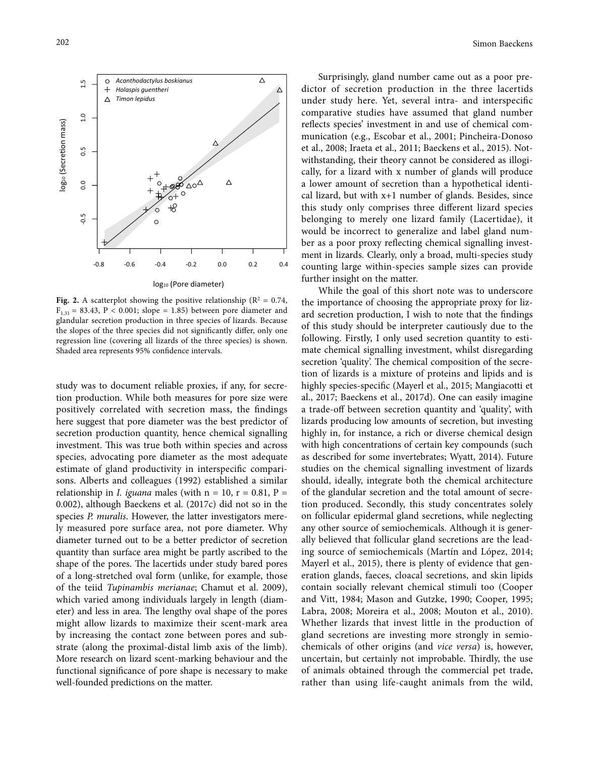Fig. 2. A scatterplot showing the positive relationship ($R^2$ = 0.74, $F_{1,31}$ = 83.43, P < 0.001; slope = 1.85) between pore diameter and glandular secretion production in three species of lizards. Because the slopes of the three species did not significantly differ, only one regression line (covering all lizards of the three species) is shown. Shaded area represents 95% confidence intervals.

study was to document reliable proxies, if any, for secretion production. While both measures for pore size were positively correlated with secretion mass, the findings here suggest that pore diameter was the best predictor of secretion production quantity, hence chemical signalling investment. This was true both within species and across species, advocating pore diameter as the most adequate estimate of gland productivity in interspecific comparisons. Alberts and colleagues (1992) established a similar relationship in *I. iguana* males (with n = 10, r = 0.81, P = 0.002), although Baeckens et al. (2017c) did not so in the species *P. muralis*. However, the latter investigators merely measured pore surface area, not pore diameter. Why diameter turned out to be a better predictor of secretion quantity than surface area might be partly ascribed to the shape of the pores. The lacertids under study bared pores of a long-stretched oval form (unlike, for example, those of the teiid *Tupinambis merianae*; Chamut et al. 2009), which varied among individuals largely in length (diameter) and less in area. The lengthy oval shape of the pores might allow lizards to maximize their scent-mark area by increasing the contact zone between pores and substrate (along the proximal-distal limb axis of the limb). More research on lizard scent-marking behaviour and the functional significance of pore shape is necessary to make well-founded predictions on the matter.

Surprisingly, gland number came out as a poor predictor of secretion production in the three lacertids under study here. Yet, several intra- and interspecific comparative studies have assumed that gland number reflects species' investment in and use of chemical communication (e.g., Escobar et al., 2001; Pincheira-Donoso et al., 2008; Iraeta et al., 2011; Baeckens et al., 2015). Notwithstanding, their theory cannot be considered as illogically, for a lizard with x number of glands will produce a lower amount of secretion than a hypothetical identical lizard, but with x+1 number of glands. Besides, since this study only comprises three different lizard species belonging to merely one lizard family (Lacertidae), it would be incorrect to generalize and label gland number as a poor proxy reflecting chemical signalling investment in lizards. Clearly, only a broad, multi-species study counting large within-species sample sizes can provide further insight on the matter.

While the goal of this short note was to underscore the importance of choosing the appropriate proxy for lizard secretion production, I wish to note that the findings of this study should be interpreter cautiously due to the following. Firstly, I only used secretion quantity to estimate chemical signalling investment, whilst disregarding secretion 'quality'. The chemical composition of the secretion of lizards is a mixture of proteins and lipids and is highly species-specific (Mayerl et al., 2015; Mangiacotti et al., 2017; Baeckens et al., 2017d). One can easily imagine a trade-off between secretion quantity and 'quality', with lizards producing low amounts of secretion, but investing highly in, for instance, a rich or diverse chemical design with high concentrations of certain key compounds (such as described for some invertebrates; Wyatt, 2014). Future studies on the chemical signalling investment of lizards should, ideally, integrate both the chemical architecture of the glandular secretion and the total amount of secretion produced. Secondly, this study concentrates solely on follicular epidermal gland secretions, while neglecting any other source of semiochemicals. Although it is generally believed that follicular gland secretions are the leading source of semiochemicals (Martín and López, 2014; Mayerl et al., 2015), there is plenty of evidence that generation glands, faeces, cloacal secretions, and skin lipids contain socially relevant chemical stimuli too (Cooper and Vitt, 1984; Mason and Gutzke, 1990; Cooper, 1995; Labra, 2008; Moreira et al., 2008; Mouton et al., 2010). Whether lizards that invest little in the production of gland secretions are investing more strongly in semiochemicals of other origins (and *vice versa*) is, however, uncertain, but certainly not improbable. Thirdly, the use of animals obtained through the commercial pet trade, rather than using life-caught animals from the wild,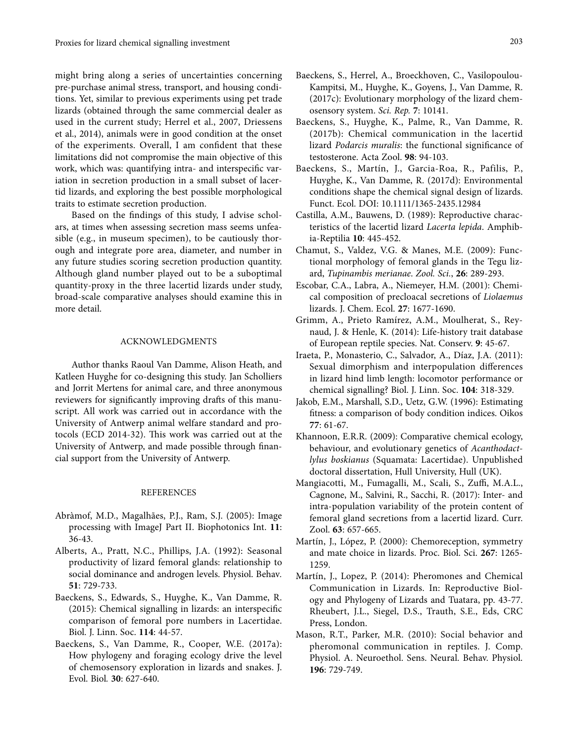might bring along a series of uncertainties concerning pre-purchase animal stress, transport, and housing conditions. Yet, similar to previous experiments using pet trade lizards (obtained through the same commercial dealer as used in the current study; Herrel et al., 2007, Driessens et al., 2014), animals were in good condition at the onset of the experiments. Overall, I am confident that these limitations did not compromise the main objective of this work, which was: quantifying intra- and interspecific variation in secretion production in a small subset of lacertid lizards, and exploring the best possible morphological traits to estimate secretion production.

Based on the findings of this study, I advise scholars, at times when assessing secretion mass seems unfeasible (e.g., in museum specimen), to be cautiously thorough and integrate pore area, diameter, and number in any future studies scoring secretion production quantity. Although gland number played out to be a suboptimal quantity-proxy in the three lacertid lizards under study, broad-scale comparative analyses should examine this in more detail.

## ACKNOWLEDGMENTS

Author thanks Raoul Van Damme, Alison Heath, and Katleen Huyghe for co-designing this study. Jan Scholliers and Jorrit Mertens for animal care, and three anonymous reviewers for significantly improving drafts of this manuscript. All work was carried out in accordance with the University of Antwerp animal welfare standard and protocols (ECD 2014-32). This work was carried out at the University of Antwerp, and made possible through financial support from the University of Antwerp.

## REFERENCES

Abràmof, M.D., Magalhães, P.J., Ram, S.J. (2005): Image processing with ImageJ Part II. Biophotonics Int. **11**: 36-43.

Alberts, A., Pratt, N.C., Phillips, J.A. (1992): Seasonal productivity of lizard femoral glands: relationship to social dominance and androgen levels. Physiol. Behav. **51**: 729-733.

Baeckens, S., Edwards, S., Huyghe, K., Van Damme, R. (2015): Chemical signalling in lizards: an interspecific comparison of femoral pore numbers in Lacertidae. Biol. J. Linn. Soc. **114**: 44-57.

Baeckens, S., Van Damme, R., Cooper, W.E. (2017a): How phylogeny and foraging ecology drive the level of chemosensory exploration in lizards and snakes. J. Evol. Biol. **30**: 627-640.

Baeckens, S., Herrel, A., Broeckhoven, C., Vasilopoulou-Kampitsi, M., Huyghe, K., Goyens, J., Van Damme, R. (2017c): Evolutionary morphology of the lizard chemosensory system. *Sci. Rep.* **7**: 10141.

Baeckens, S., Huyghe, K., Palme, R., Van Damme, R. (2017b): Chemical communication in the lacertid lizard *Podarcis muralis*: the functional significance of testosterone. Acta Zool. **98**: 94-103.

Baeckens, S., Martín, J., Garcia-Roa, R., Pafilis, P., Huyghe, K., Van Damme, R. (2017d): Environmental conditions shape the chemical signal design of lizards. Funct. Ecol. DOI: 10.1111/1365-2435.12984

Castilla, A.M., Bauwens, D. (1989): Reproductive characteristics of the lacertid lizard *Lacerta lepida*. Amphibia-Reptilia **10**: 445-452.

Chamut, S., Valdez, V.G. & Manes, M.E. (2009): Functional morphology of femoral glands in the Tegu lizard, *Tupinambis merianae*. *Zool. Sci.*, **26**: 289-293.

Escobar, C.A., Labra, A., Niemeyer, H.M. (2001): Chemical composition of precloacal secretions of *Liolaemus* lizards. J. Chem. Ecol. **27**: 1677-1690.

Grimm, A., Prieto Ramírez, A.M., Moulherat, S., Reynaud, J. & Henle, K. (2014): Life-history trait database of European reptile species. Nat. Conserv. **9**: 45-67.

Iraeta, P., Monasterio, C., Salvador, A., Díaz, J.A. (2011): Sexual dimorphism and interpopulation differences in lizard hind limb length: locomotor performance or chemical signalling? Biol. J. Linn. Soc. **104**: 318-329.

Jakob, E.M., Marshall, S.D., Uetz, G.W. (1996): Estimating fitness: a comparison of body condition indices. Oikos **77**: 61-67.

Khannoon, E.R.R. (2009): Comparative chemical ecology, behaviour, and evolutionary genetics of *Acanthodactlylus boskianus* (Squamata: Lacertidae). Unpublished doctoral dissertation, Hull University, Hull (UK).

Mangiacotti, M., Fumagalli, M., Scali, S., Zuffi, M.A.L., Cagnone, M., Salvini, R., Sacchi, R. (2017): Inter- and intra-population variability of the protein content of femoral gland secretions from a lacertid lizard. Curr. Zool. **63**: 657-665.

Martín, J., López, P. (2000): Chemoreception, symmetry and mate choice in lizards. Proc. Biol. Sci. **267**: 1265-1259.

Martín, J., Lopez, P. (2014): Pheromones and Chemical Communication in Lizards. In: Reproductive Biology and Phylogeny of Lizards and Tuatara, pp. 43-77. Rheubert, J.L., Siegel, D.S., Trauth, S.E., Eds, CRC Press, London.

Mason, R.T., Parker, M.R. (2010): Social behavior and pheromonal communication in reptiles. J. Comp. Physiol. A. Neuroethol. Sens. Neural. Behav. Physiol. **196**: 729-749.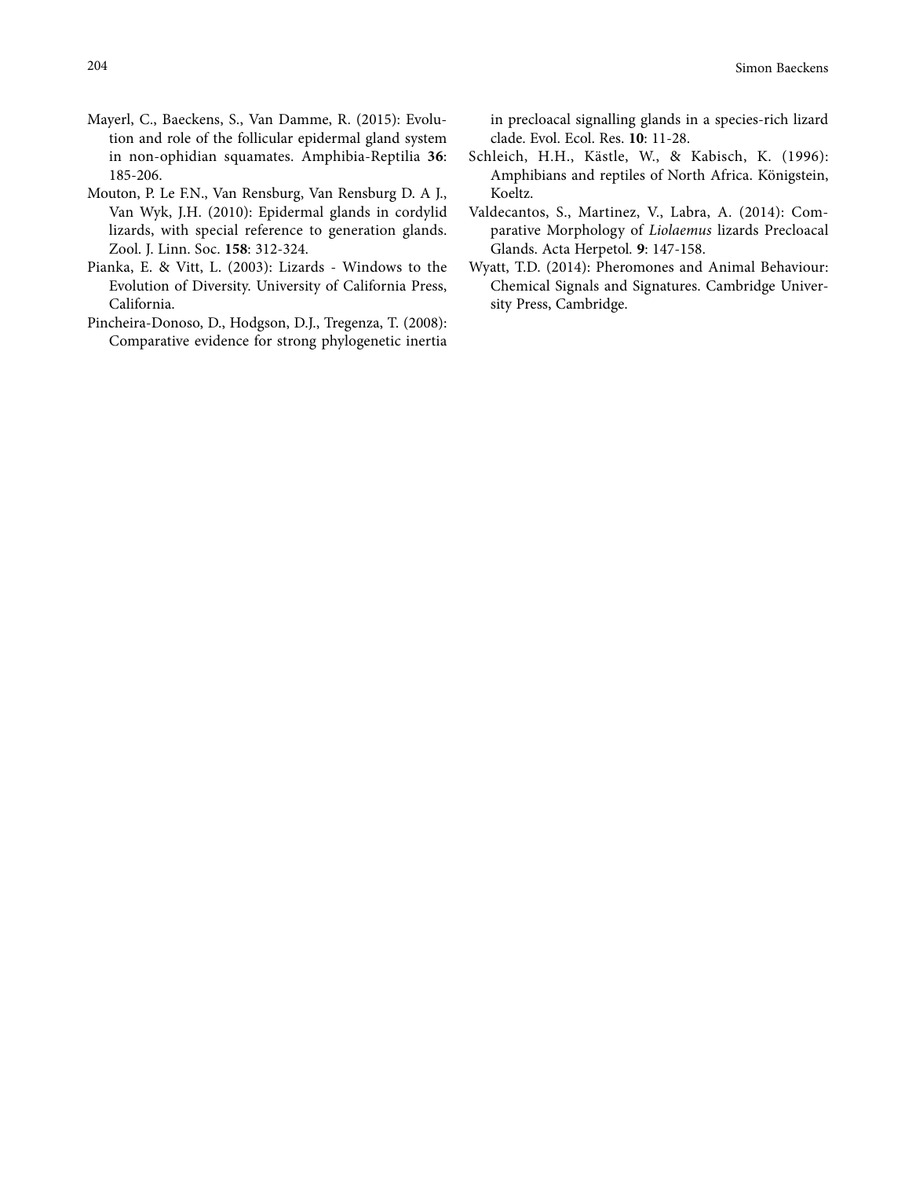Mayerl, C., Baeckens, S., Van Damme, R. (2015): Evolution and role of the follicular epidermal gland system in non-ophidian squamates. Amphibia-Reptilia **36**: 185-206.

Mouton, P. Le F.N., Van Rensburg, Van Rensburg D. A J., Van Wyk, J.H. (2010): Epidermal glands in cordylid lizards, with special reference to generation glands. Zool. J. Linn. Soc. **158**: 312-324.

Pianka, E. & Vitt, L. (2003): Lizards - Windows to the Evolution of Diversity. University of California Press, California.

Pincheira-Donoso, D., Hodgson, D.J., Tregenza, T. (2008): Comparative evidence for strong phylogenetic inertia in precloacal signalling glands in a species-rich lizard clade. Evol. Ecol. Res. **10**: 11-28.

Schleich, H.H., Kästle, W., & Kabisch, K. (1996): Amphibians and reptiles of North Africa. Königstein, Koeltz.

Valdecantos, S., Martinez, V., Labra, A. (2014): Comparative Morphology of *Liolaemus* lizards Precloacal Glands. Acta Herpetol. **9**: 147-158.

Wyatt, T.D. (2014): Pheromones and Animal Behaviour: Chemical Signals and Signatures. Cambridge University Press, Cambridge.